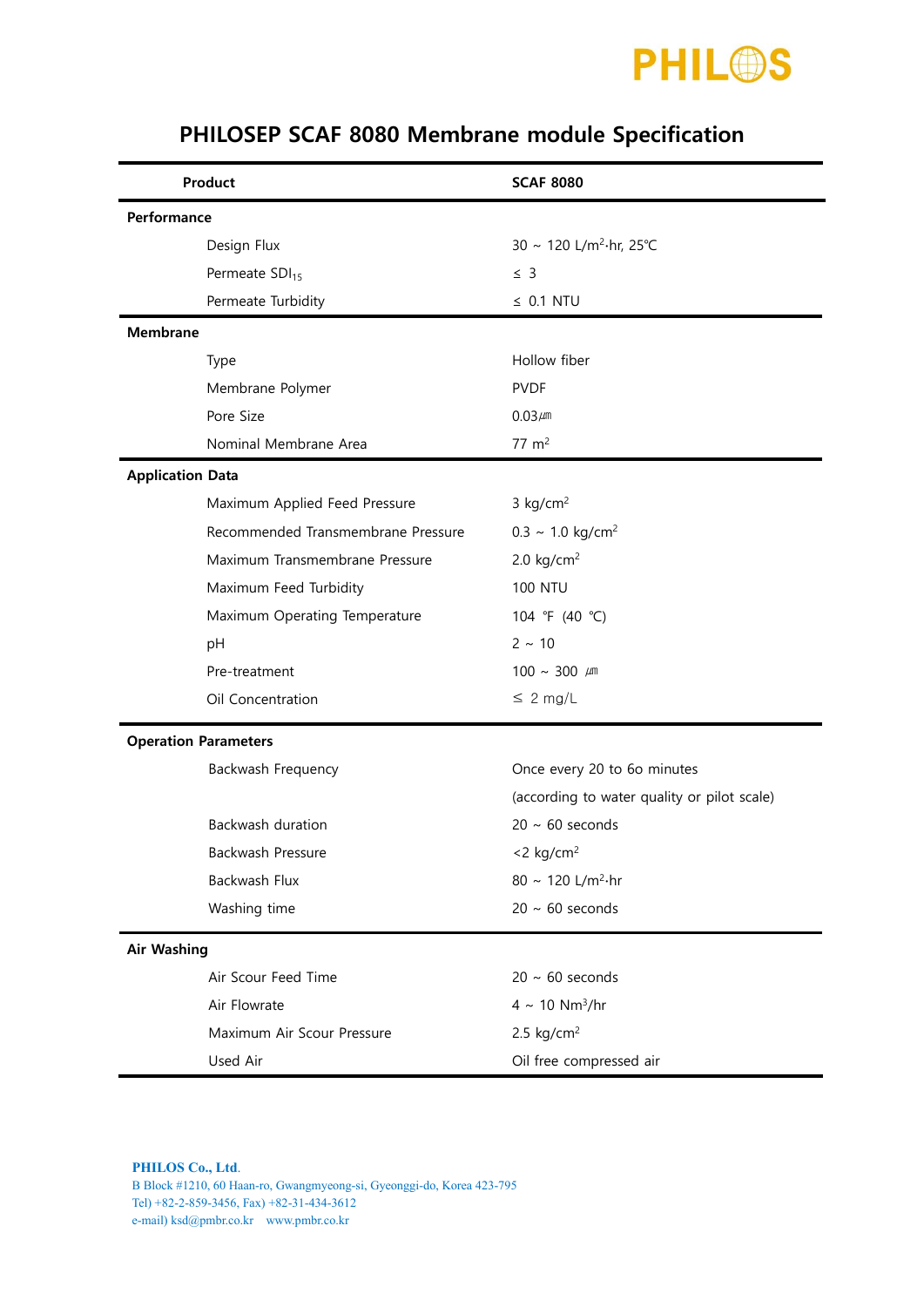PHILOS

# PHILOSEP SCAF 8080 Membrane module Specification

| Product | SCAF 8080 |
|---|---|
| **Performance** | |
| Design Flux | 30 ~ 120 L/$m^2$·hr, 25℃ |
| Permeate $SDI_{15}$ | ≤ 3 |
| Permeate Turbidity | ≤ 0.1 NTU |
| **Membrane** | |
| Type | Hollow fiber |
| Membrane Polymer | PVDF |
| Pore Size | 0.03㎛ |
| Nominal Membrane Area | 77 $m^2$ |
| **Application Data** | |
| Maximum Applied Feed Pressure | 3 kg/$cm^2$ |
| Recommended Transmembrane Pressure | 0.3 ~ 1.0 kg/$cm^2$ |
| Maximum Transmembrane Pressure | 2.0 kg/$cm^2$ |
| Maximum Feed Turbidity | 100 NTU |
| Maximum Operating Temperature | 104 ℉ (40 ℃) |
| pH | 2 ~ 10 |
| Pre-treatment | 100 ~ 300 ㎛ |
| Oil Concentration | ≤ 2 mg/L |
| **Operation Parameters** | |
| Backwash Frequency | Once every 20 to 60 minutes (according to water quality or pilot scale) |
| Backwash duration | 20 ~ 60 seconds |
| Backwash Pressure | <2 kg/$cm^2$ |
| Backwash Flux | 80 ~ 120 L/$m^2$·hr |
| Washing time | 20 ~ 60 seconds |
| **Air Washing** | |
| Air Scour Feed Time | 20 ~ 60 seconds |
| Air Flowrate | 4 ~ 10 $Nm^3$/hr |
| Maximum Air Scour Pressure | 2.5 kg/$cm^2$ |
| Used Air | Oil free compressed air |

**PHILOS Co., Ltd.**
B Block #1210, 60 Haan-ro, Gwangmyeong-si, Gyeonggi-do, Korea 423-795
Tel) +82-2-859-3456, Fax) +82-31-434-3612
e-mail) ksd@pmbr.co.kr www.pmbr.co.kr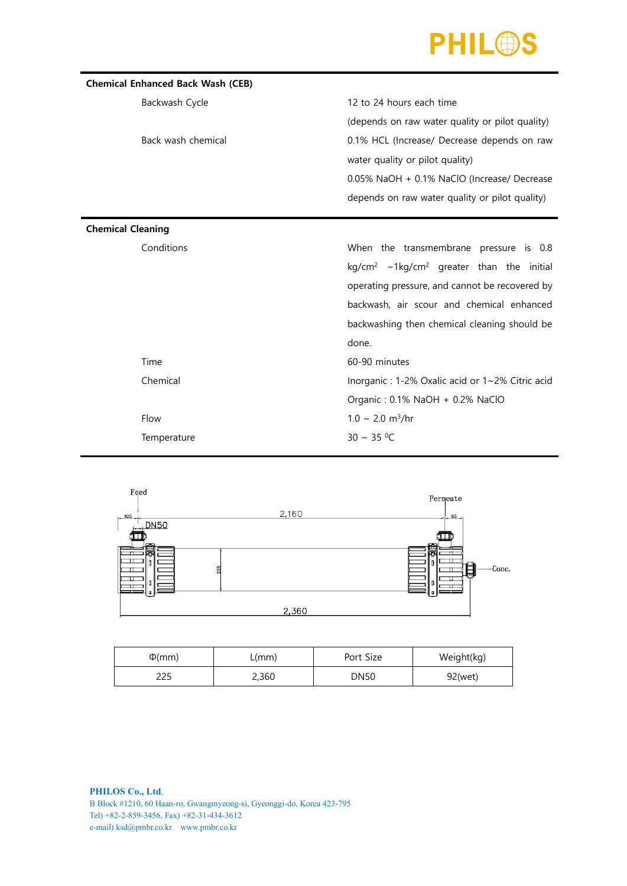## Chemical Enhanced Back Wash (CEB)

| | |
|---|---|
| Backwash Cycle | 12 to 24 hours each time (depends on raw water quality or pilot quality) |
| Back wash chemical | 0.1% HCL (Increase/ Decrease depends on raw water quality or pilot quality)<br>0.05% NaOH + 0.1% NaClO (Increase/ Decrease depends on raw water quality or pilot quality) |

## Chemical Cleaning

| | |
|---|---|
| Conditions | When the transmembrane pressure is 0.8 kg/cm$^2$ ~1kg/cm$^2$ greater than the initial operating pressure, and cannot be recovered by backwash, air scour and chemical enhanced backwashing then chemical cleaning should be done. |
| Time | 60-90 minutes |
| Chemical | Inorganic : 1-2% Oxalic acid or 1~2% Citric acid<br>Organic : 0.1% NaOH + 0.2% NaClO |
| Flow | 1.0 ~ 2.0 m$^3$/hr |
| Temperature | 30 ~ 35 $^0$C |

Feed
Permeate
105
2,160
95
DN50
225
Conc.
2,360

| Φ(mm) | L(mm) | Port Size | Weight(kg) |
|---|---|---|---|
| 225 | 2,360 | DN50 | 92(wet) |

**PHILOS Co., Ltd.**
B Block #1210, 60 Haan-ro, Gwangmyeong-si, Gyeonggi-do, Korea 423-795
Tel) +82-2-859-3456, Fax) +82-31-434-3612
e-mail) ksd@pmbr.co.kr www.pmbr.co.kr